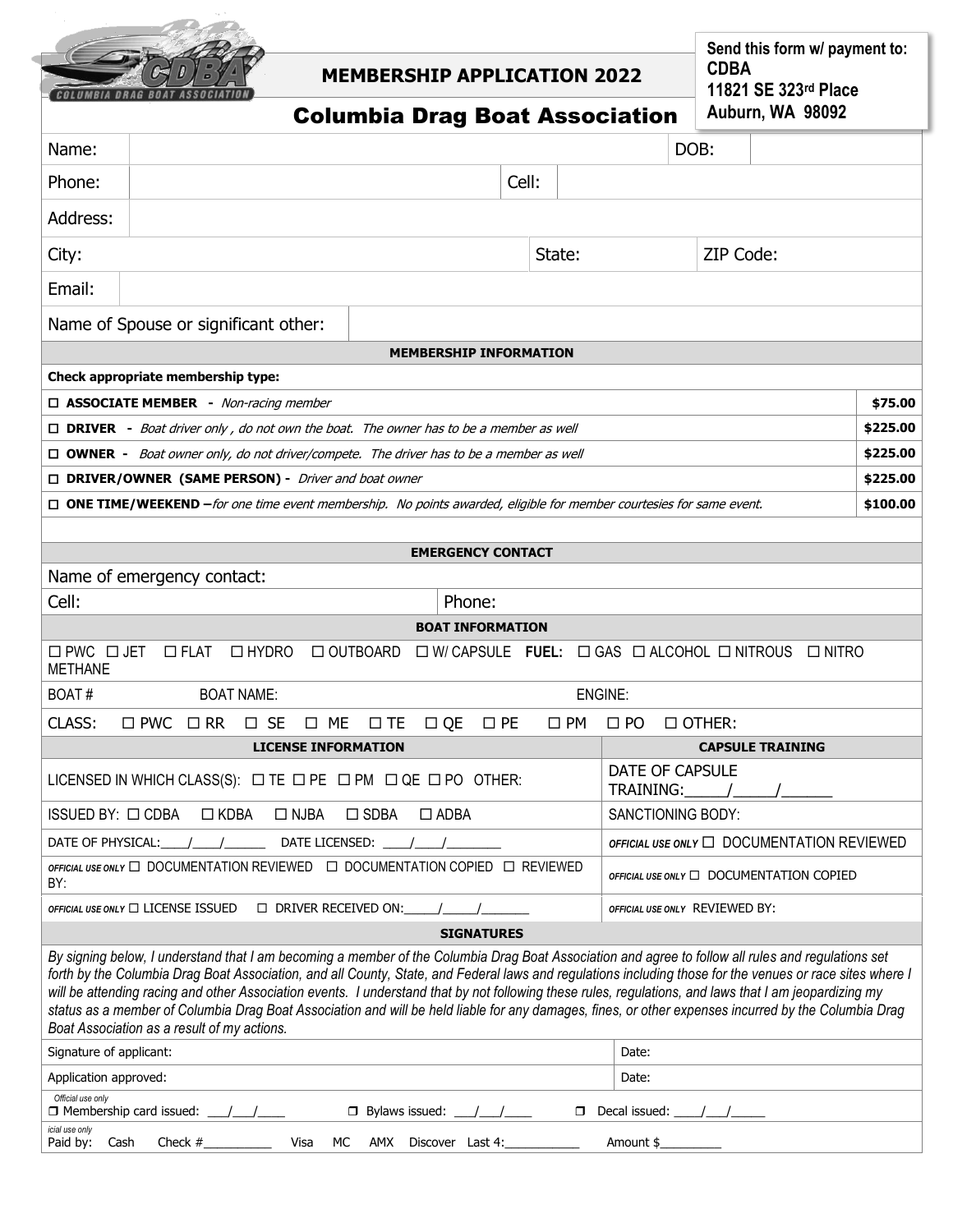Send this form w/ payment to:
**CDBA**
**11821 SE 323rd Place**
**Auburn, WA 98092**

# MEMBERSHIP APPLICATION 2022

## Columbia Drag Boat Association

| | | | |
|---|---|---|---|
| Name: | | DOB: | |
| Phone: | | Cell: | |
| Address: | | | |
| City: | | State: | ZIP Code: |
| Email: | | | |
| Name of Spouse or significant other: | | | |

**MEMBERSHIP INFORMATION**

**Check appropriate membership type:**

| Membership type | Fee |
|---|---|
| ☐ **ASSOCIATE MEMBER** - *Non-racing member* | **$75.00** |
| ☐ **DRIVER** - *Boat driver only , do not own the boat. The owner has to be a member as well* | **$225.00** |
| ☐ **OWNER** - *Boat owner only, do not driver/compete. The driver has to be a member as well* | **$225.00** |
| ☐ **DRIVER/OWNER (SAME PERSON)** - *Driver and boat owner* | **$225.00** |
| ☐ **ONE TIME/WEEKEND** –*for one time event membership. No points awarded, eligible for member courtesies for same event.* | **$100.00** |

**EMERGENCY CONTACT**

Name of emergency contact:

Cell: Phone:

**BOAT INFORMATION**

☐ PWC ☐ JET ☐ FLAT ☐ HYDRO ☐ OUTBOARD ☐ W/ CAPSULE **FUEL**: ☐ GAS ☐ ALCOHOL ☐ NITROUS ☐ NITRO METHANE

BOAT # BOAT NAME: ENGINE:

CLASS: ☐ PWC ☐ RR ☐ SE ☐ ME ☐ TE ☐ QE ☐ PE ☐ PM ☐ PO ☐ OTHER:

| **LICENSE INFORMATION** | **CAPSULE TRAINING** |
|---|---|
| LICENSED IN WHICH CLASS(S): ☐ TE ☐ PE ☐ PM ☐ QE ☐ PO OTHER: | DATE OF CAPSULE TRAINING:\_\_\_\_\_/\_\_\_\_\_/\_\_\_\_\_\_ |
| ISSUED BY: ☐ CDBA ☐ KDBA ☐ NJBA ☐ SDBA ☐ ADBA | SANCTIONING BODY: |
| DATE OF PHYSICAL:\_\_\_\_/\_\_\_\_/\_\_\_\_\_\_ DATE LICENSED: \_\_\_\_/\_\_\_\_/\_\_\_\_\_\_\_\_ | *OFFICIAL USE ONLY* ☐ DOCUMENTATION REVIEWED |
| *OFFICIAL USE ONLY* ☐ DOCUMENTATION REVIEWED ☐ DOCUMENTATION COPIED ☐ REVIEWED BY: | *OFFICIAL USE ONLY* ☐ DOCUMENTATION COPIED |
| *OFFICIAL USE ONLY* ☐ LICENSE ISSUED ☐ DRIVER RECEIVED ON:\_\_\_\_\_/\_\_\_\_\_/\_\_\_\_\_\_\_ | *OFFICIAL USE ONLY* REVIEWED BY: |

**SIGNATURES**

*By signing below, I understand that I am becoming a member of the Columbia Drag Boat Association and agree to follow all rules and regulations set forth by the Columbia Drag Boat Association, and all County, State, and Federal laws and regulations including those for the venues or race sites where I will be attending racing and other Association events. I understand that by not following these rules, regulations, and laws that I am jeopardizing my status as a member of Columbia Drag Boat Association and will be held liable for any damages, fines, or other expenses incurred by the Columbia Drag Boat Association as a result of my actions.*

| | |
|---|---|
| Signature of applicant: | Date: |
| Application approved: | Date: |

*Official use only*
❒ Membership card issued: \_\_\_/\_\_\_/\_\_\_\_ ❒ Bylaws issued: \_\_\_/\_\_\_/\_\_\_\_ ❒ Decal issued: \_\_\_\_/\_\_\_/\_\_\_\_\_

*icial use only*
Paid by: Cash Check #\_\_\_\_\_\_\_\_\_\_ Visa MC AMX Discover Last 4:\_\_\_\_\_\_\_\_\_\_\_ Amount $\_\_\_\_\_\_\_\_\_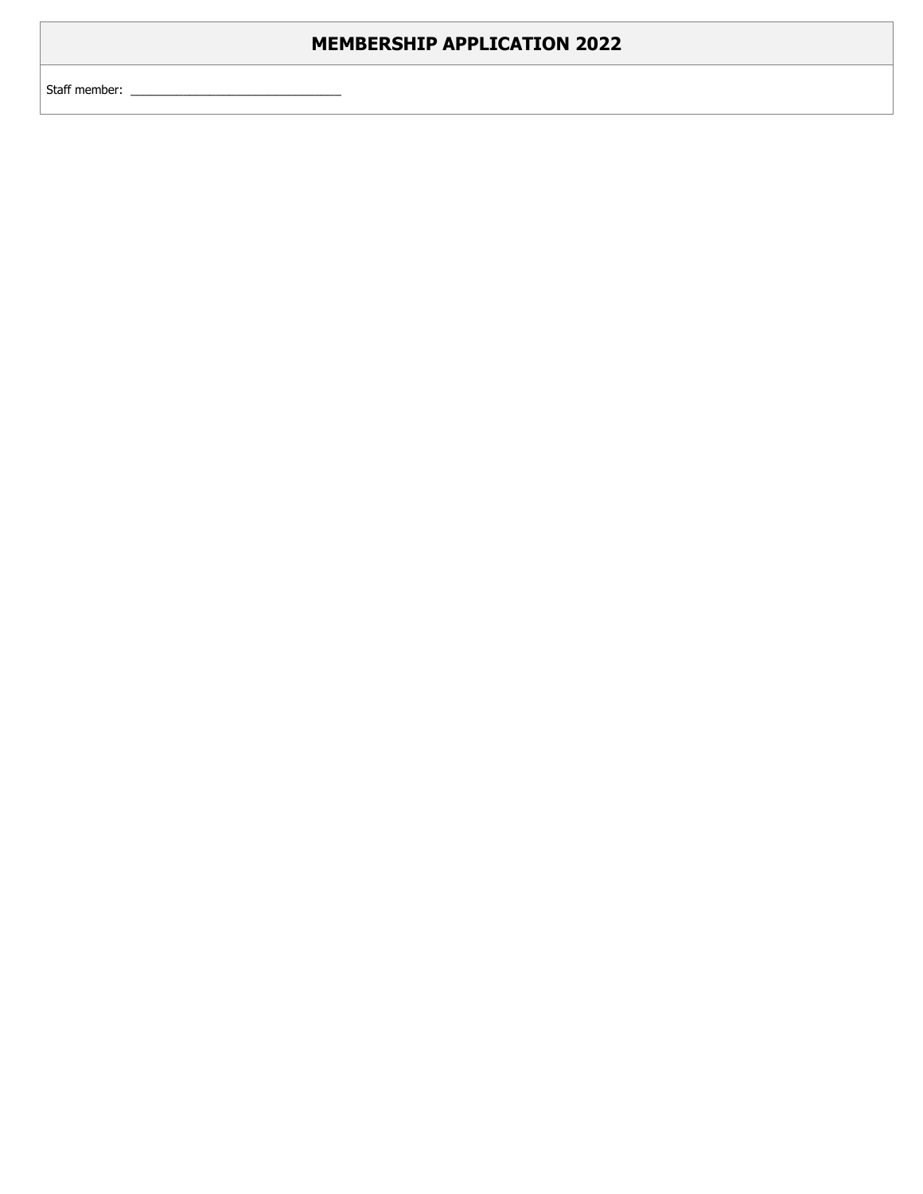# MEMBERSHIP APPLICATION 2022

Staff member: _________________________________